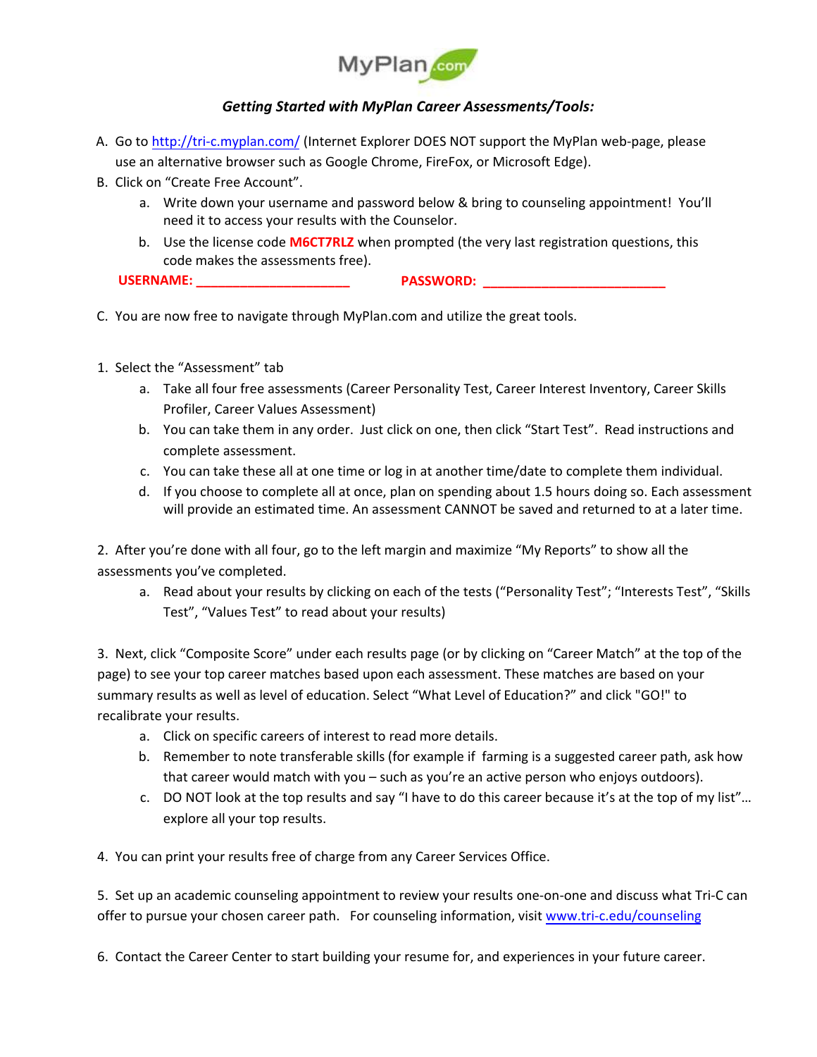MyPlan.com

### *Getting Started with MyPlan Career Assessments/Tools:*

A. Go to http://tri-c.myplan.com/ (Internet Explorer DOES NOT support the MyPlan web-page, please use an alternative browser such as Google Chrome, FireFox, or Microsoft Edge).

B. Click on "Create Free Account".

   a. Write down your username and password below & bring to counseling appointment! You'll need it to access your results with the Counselor.

   b. Use the license code **M6CT7RLZ** when prompted (the very last registration questions, this code makes the assessments free).

**USERNAME: ____________________** **PASSWORD: ________________________**

C. You are now free to navigate through MyPlan.com and utilize the great tools.

1. Select the "Assessment" tab

   a. Take all four free assessments (Career Personality Test, Career Interest Inventory, Career Skills Profiler, Career Values Assessment)

   b. You can take them in any order. Just click on one, then click "Start Test". Read instructions and complete assessment.

   c. You can take these all at one time or log in at another time/date to complete them individual.

   d. If you choose to complete all at once, plan on spending about 1.5 hours doing so. Each assessment will provide an estimated time. An assessment CANNOT be saved and returned to at a later time.

2. After you're done with all four, go to the left margin and maximize "My Reports" to show all the assessments you've completed.

   a. Read about your results by clicking on each of the tests ("Personality Test"; "Interests Test", "Skills Test", "Values Test" to read about your results)

3. Next, click "Composite Score" under each results page (or by clicking on "Career Match" at the top of the page) to see your top career matches based upon each assessment. These matches are based on your summary results as well as level of education. Select "What Level of Education?" and click "GO!" to recalibrate your results.

   a. Click on specific careers of interest to read more details.

   b. Remember to note transferable skills (for example if farming is a suggested career path, ask how that career would match with you – such as you're an active person who enjoys outdoors).

   c. DO NOT look at the top results and say "I have to do this career because it's at the top of my list"… explore all your top results.

4. You can print your results free of charge from any Career Services Office.

5. Set up an academic counseling appointment to review your results one-on-one and discuss what Tri-C can offer to pursue your chosen career path. For counseling information, visit www.tri-c.edu/counseling

6. Contact the Career Center to start building your resume for, and experiences in your future career.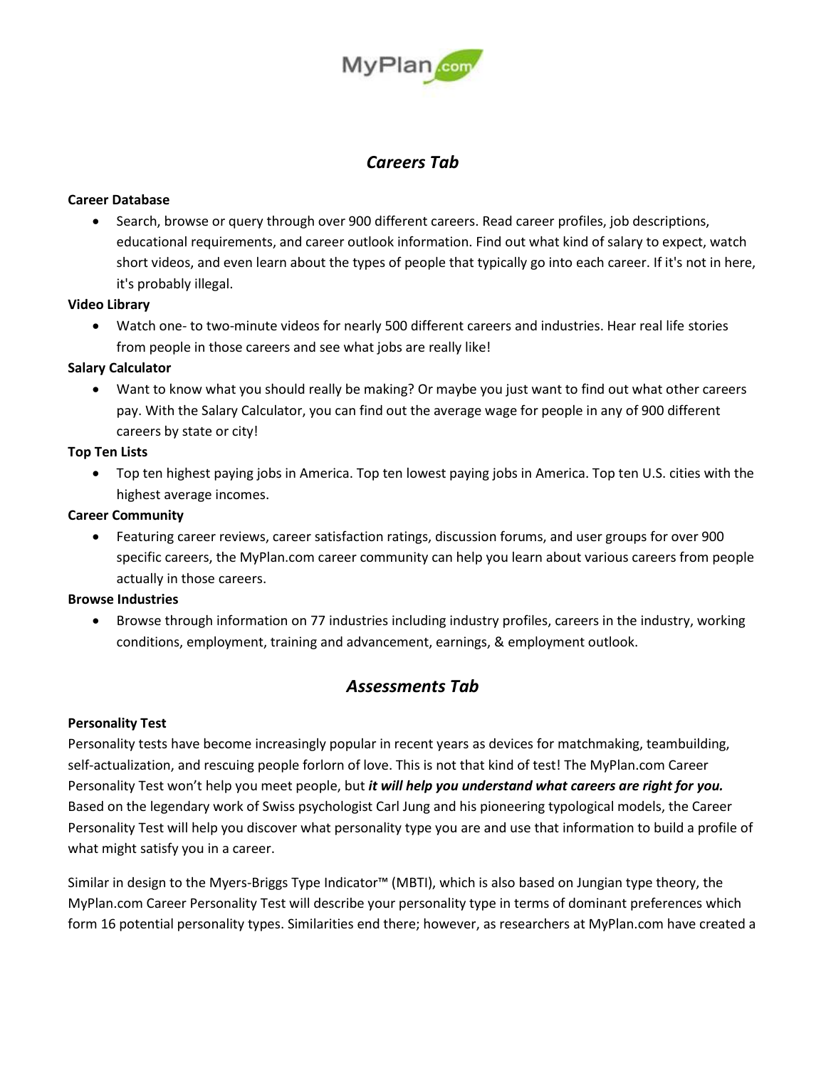## *Careers Tab*

**Career Database**

- Search, browse or query through over 900 different careers. Read career profiles, job descriptions, educational requirements, and career outlook information. Find out what kind of salary to expect, watch short videos, and even learn about the types of people that typically go into each career. If it's not in here, it's probably illegal.

**Video Library**

- Watch one- to two-minute videos for nearly 500 different careers and industries. Hear real life stories from people in those careers and see what jobs are really like!

**Salary Calculator**

- Want to know what you should really be making? Or maybe you just want to find out what other careers pay. With the Salary Calculator, you can find out the average wage for people in any of 900 different careers by state or city!

**Top Ten Lists**

- Top ten highest paying jobs in America. Top ten lowest paying jobs in America. Top ten U.S. cities with the highest average incomes.

**Career Community**

- Featuring career reviews, career satisfaction ratings, discussion forums, and user groups for over 900 specific careers, the MyPlan.com career community can help you learn about various careers from people actually in those careers.

**Browse Industries**

- Browse through information on 77 industries including industry profiles, careers in the industry, working conditions, employment, training and advancement, earnings, & employment outlook.

## *Assessments Tab*

**Personality Test**

Personality tests have become increasingly popular in recent years as devices for matchmaking, teambuilding, self-actualization, and rescuing people forlorn of love. This is not that kind of test! The MyPlan.com Career Personality Test won't help you meet people, but ***it will help you understand what careers are right for you.*** Based on the legendary work of Swiss psychologist Carl Jung and his pioneering typological models, the Career Personality Test will help you discover what personality type you are and use that information to build a profile of what might satisfy you in a career.

Similar in design to the Myers-Briggs Type Indicator™ (MBTI), which is also based on Jungian type theory, the MyPlan.com Career Personality Test will describe your personality type in terms of dominant preferences which form 16 potential personality types. Similarities end there; however, as researchers at MyPlan.com have created a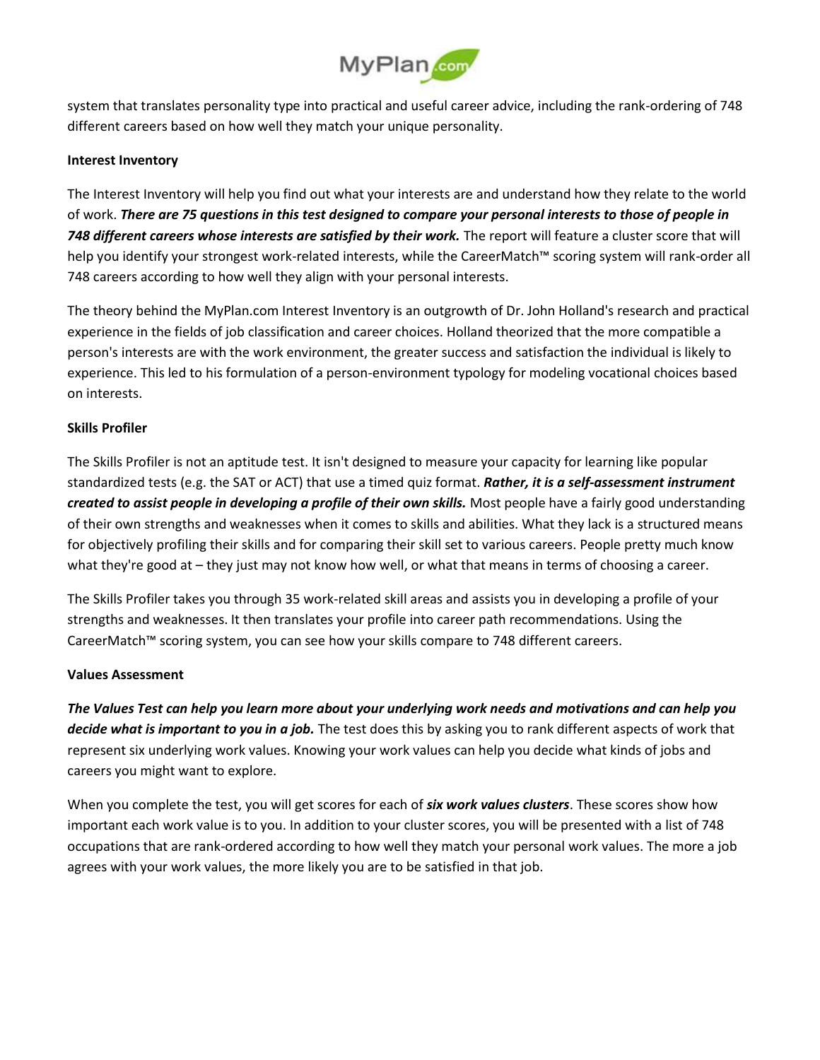system that translates personality type into practical and useful career advice, including the rank-ordering of 748 different careers based on how well they match your unique personality.

**Interest Inventory**

The Interest Inventory will help you find out what your interests are and understand how they relate to the world of work. ***There are 75 questions in this test designed to compare your personal interests to those of people in 748 different careers whose interests are satisfied by their work.*** The report will feature a cluster score that will help you identify your strongest work-related interests, while the CareerMatch™ scoring system will rank-order all 748 careers according to how well they align with your personal interests.

The theory behind the MyPlan.com Interest Inventory is an outgrowth of Dr. John Holland's research and practical experience in the fields of job classification and career choices. Holland theorized that the more compatible a person's interests are with the work environment, the greater success and satisfaction the individual is likely to experience. This led to his formulation of a person-environment typology for modeling vocational choices based on interests.

**Skills Profiler**

The Skills Profiler is not an aptitude test. It isn't designed to measure your capacity for learning like popular standardized tests (e.g. the SAT or ACT) that use a timed quiz format. ***Rather, it is a self-assessment instrument created to assist people in developing a profile of their own skills.*** Most people have a fairly good understanding of their own strengths and weaknesses when it comes to skills and abilities. What they lack is a structured means for objectively profiling their skills and for comparing their skill set to various careers. People pretty much know what they're good at – they just may not know how well, or what that means in terms of choosing a career.

The Skills Profiler takes you through 35 work-related skill areas and assists you in developing a profile of your strengths and weaknesses. It then translates your profile into career path recommendations. Using the CareerMatch™ scoring system, you can see how your skills compare to 748 different careers.

**Values Assessment**

***The Values Test can help you learn more about your underlying work needs and motivations and can help you decide what is important to you in a job.*** The test does this by asking you to rank different aspects of work that represent six underlying work values. Knowing your work values can help you decide what kinds of jobs and careers you might want to explore.

When you complete the test, you will get scores for each of ***six work values clusters***. These scores show how important each work value is to you. In addition to your cluster scores, you will be presented with a list of 748 occupations that are rank-ordered according to how well they match your personal work values. The more a job agrees with your work values, the more likely you are to be satisfied in that job.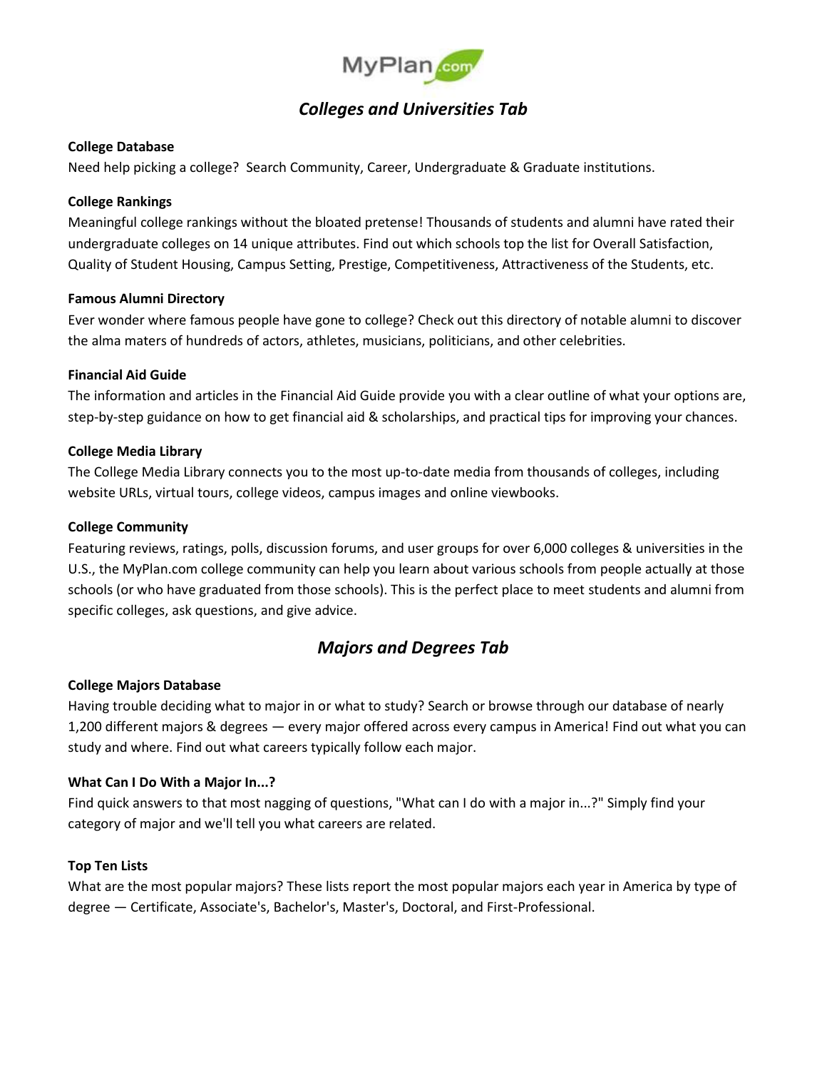MyPlan.com

## *Colleges and Universities Tab*

**College Database**
Need help picking a college? Search Community, Career, Undergraduate & Graduate institutions.

**College Rankings**
Meaningful college rankings without the bloated pretense! Thousands of students and alumni have rated their undergraduate colleges on 14 unique attributes. Find out which schools top the list for Overall Satisfaction, Quality of Student Housing, Campus Setting, Prestige, Competitiveness, Attractiveness of the Students, etc.

**Famous Alumni Directory**
Ever wonder where famous people have gone to college? Check out this directory of notable alumni to discover the alma maters of hundreds of actors, athletes, musicians, politicians, and other celebrities.

**Financial Aid Guide**
The information and articles in the Financial Aid Guide provide you with a clear outline of what your options are, step-by-step guidance on how to get financial aid & scholarships, and practical tips for improving your chances.

**College Media Library**
The College Media Library connects you to the most up-to-date media from thousands of colleges, including website URLs, virtual tours, college videos, campus images and online viewbooks.

**College Community**
Featuring reviews, ratings, polls, discussion forums, and user groups for over 6,000 colleges & universities in the U.S., the MyPlan.com college community can help you learn about various schools from people actually at those schools (or who have graduated from those schools). This is the perfect place to meet students and alumni from specific colleges, ask questions, and give advice.

## *Majors and Degrees Tab*

**College Majors Database**
Having trouble deciding what to major in or what to study? Search or browse through our database of nearly 1,200 different majors & degrees — every major offered across every campus in America! Find out what you can study and where. Find out what careers typically follow each major.

**What Can I Do With a Major In...?**
Find quick answers to that most nagging of questions, "What can I do with a major in...?" Simply find your category of major and we'll tell you what careers are related.

**Top Ten Lists**
What are the most popular majors? These lists report the most popular majors each year in America by type of degree — Certificate, Associate's, Bachelor's, Master's, Doctoral, and First-Professional.